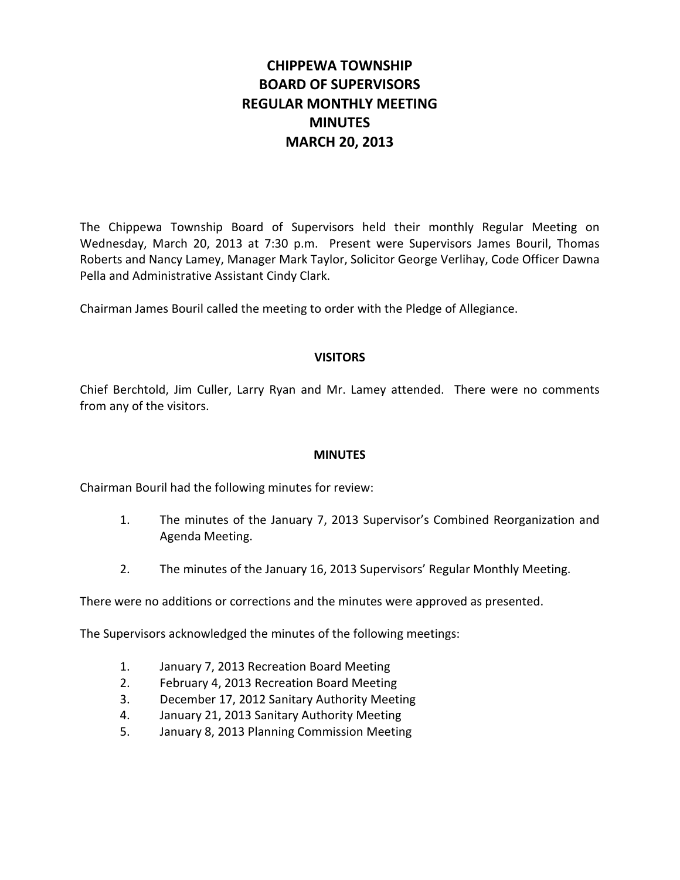# CHIPPEWA TOWNSHIP
# BOARD OF SUPERVISORS
# REGULAR MONTHLY MEETING
# MINUTES
# MARCH 20, 2013

The Chippewa Township Board of Supervisors held their monthly Regular Meeting on Wednesday, March 20, 2013 at 7:30 p.m. Present were Supervisors James Bouril, Thomas Roberts and Nancy Lamey, Manager Mark Taylor, Solicitor George Verlihay, Code Officer Dawna Pella and Administrative Assistant Cindy Clark.

Chairman James Bouril called the meeting to order with the Pledge of Allegiance.

## VISITORS

Chief Berchtold, Jim Culler, Larry Ryan and Mr. Lamey attended. There were no comments from any of the visitors.

## MINUTES

Chairman Bouril had the following minutes for review:

1. The minutes of the January 7, 2013 Supervisor's Combined Reorganization and Agenda Meeting.
2. The minutes of the January 16, 2013 Supervisors' Regular Monthly Meeting.

There were no additions or corrections and the minutes were approved as presented.

The Supervisors acknowledged the minutes of the following meetings:

1. January 7, 2013 Recreation Board Meeting
2. February 4, 2013 Recreation Board Meeting
3. December 17, 2012 Sanitary Authority Meeting
4. January 21, 2013 Sanitary Authority Meeting
5. January 8, 2013 Planning Commission Meeting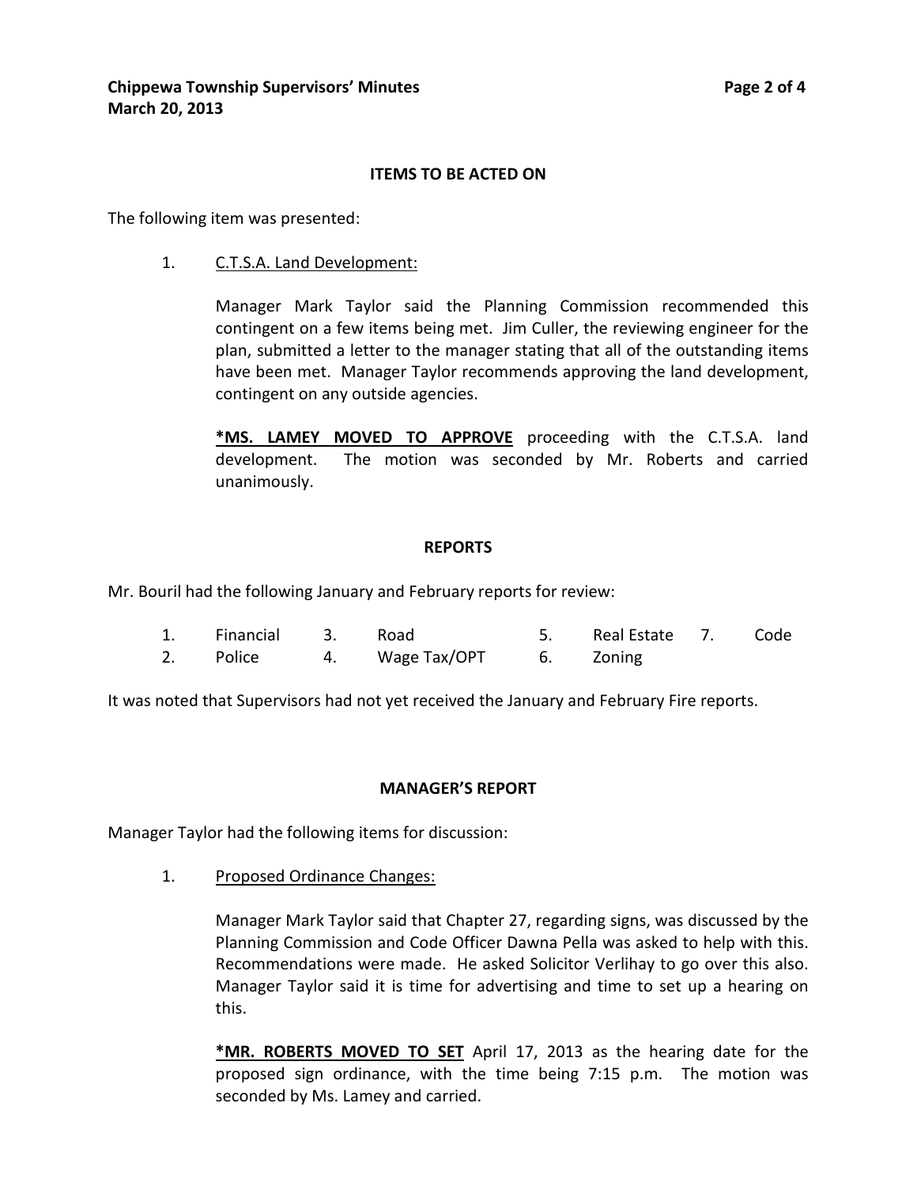## ITEMS TO BE ACTED ON

The following item was presented:

1. <u>C.T.S.A. Land Development:</u>

   Manager Mark Taylor said the Planning Commission recommended this contingent on a few items being met. Jim Culler, the reviewing engineer for the plan, submitted a letter to the manager stating that all of the outstanding items have been met. Manager Taylor recommends approving the land development, contingent on any outside agencies.

   **<u>*MS. LAMEY MOVED TO APPROVE</u>** proceeding with the C.T.S.A. land development. The motion was seconded by Mr. Roberts and carried unanimously.

## REPORTS

Mr. Bouril had the following January and February reports for review:

| | | | | | | | |
|---|---|---|---|---|---|---|---|
| 1. | Financial | 3. | Road | 5. | Real Estate | 7. | Code |
| 2. | Police | 4. | Wage Tax/OPT | 6. | Zoning | | |

It was noted that Supervisors had not yet received the January and February Fire reports.

## MANAGER'S REPORT

Manager Taylor had the following items for discussion:

1. <u>Proposed Ordinance Changes:</u>

   Manager Mark Taylor said that Chapter 27, regarding signs, was discussed by the Planning Commission and Code Officer Dawna Pella was asked to help with this. Recommendations were made. He asked Solicitor Verlihay to go over this also. Manager Taylor said it is time for advertising and time to set up a hearing on this.

   **<u>*MR. ROBERTS MOVED TO SET</u>** April 17, 2013 as the hearing date for the proposed sign ordinance, with the time being 7:15 p.m. The motion was seconded by Ms. Lamey and carried.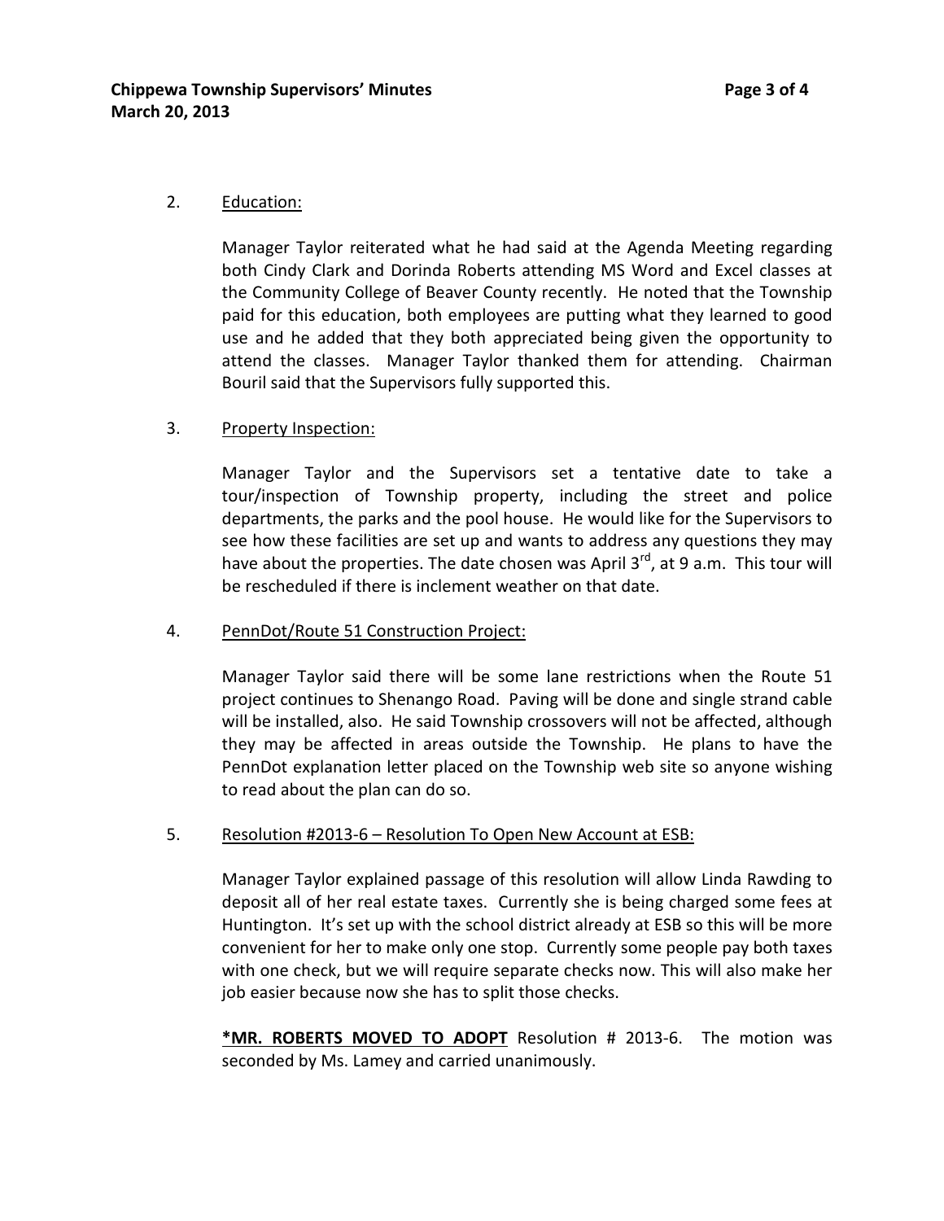2. Education:

Manager Taylor reiterated what he had said at the Agenda Meeting regarding both Cindy Clark and Dorinda Roberts attending MS Word and Excel classes at the Community College of Beaver County recently. He noted that the Township paid for this education, both employees are putting what they learned to good use and he added that they both appreciated being given the opportunity to attend the classes. Manager Taylor thanked them for attending. Chairman Bouril said that the Supervisors fully supported this.

3. Property Inspection:

Manager Taylor and the Supervisors set a tentative date to take a tour/inspection of Township property, including the street and police departments, the parks and the pool house. He would like for the Supervisors to see how these facilities are set up and wants to address any questions they may have about the properties. The date chosen was April 3rd, at 9 a.m. This tour will be rescheduled if there is inclement weather on that date.

4. PennDot/Route 51 Construction Project:

Manager Taylor said there will be some lane restrictions when the Route 51 project continues to Shenango Road. Paving will be done and single strand cable will be installed, also. He said Township crossovers will not be affected, although they may be affected in areas outside the Township. He plans to have the PennDot explanation letter placed on the Township web site so anyone wishing to read about the plan can do so.

5. Resolution #2013-6 – Resolution To Open New Account at ESB:

Manager Taylor explained passage of this resolution will allow Linda Rawding to deposit all of her real estate taxes. Currently she is being charged some fees at Huntington. It's set up with the school district already at ESB so this will be more convenient for her to make only one stop. Currently some people pay both taxes with one check, but we will require separate checks now. This will also make her job easier because now she has to split those checks.

**\*MR. ROBERTS MOVED TO ADOPT** Resolution # 2013-6. The motion was seconded by Ms. Lamey and carried unanimously.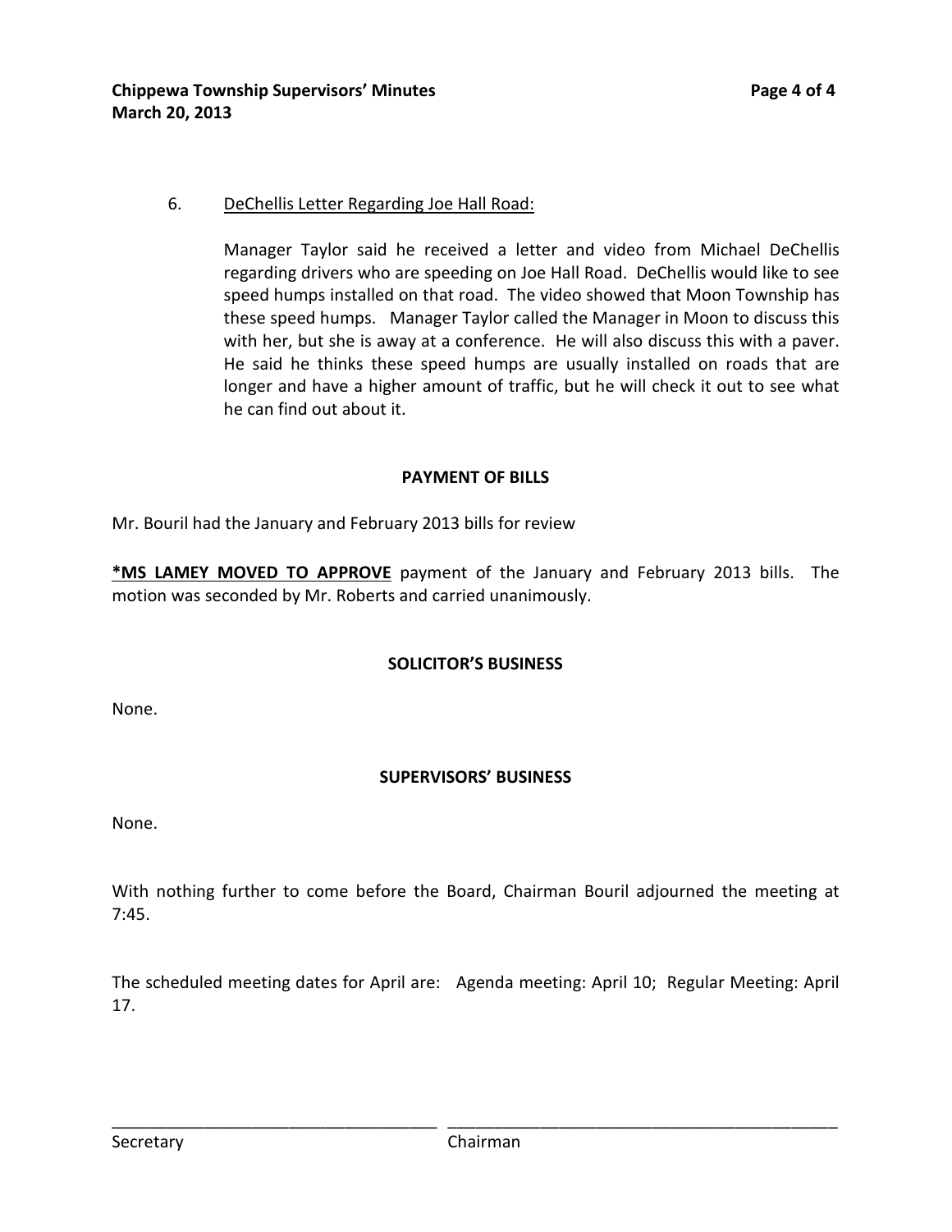6. DeChellis Letter Regarding Joe Hall Road:

   Manager Taylor said he received a letter and video from Michael DeChellis regarding drivers who are speeding on Joe Hall Road. DeChellis would like to see speed humps installed on that road. The video showed that Moon Township has these speed humps. Manager Taylor called the Manager in Moon to discuss this with her, but she is away at a conference. He will also discuss this with a paver. He said he thinks these speed humps are usually installed on roads that are longer and have a higher amount of traffic, but he will check it out to see what he can find out about it.

## PAYMENT OF BILLS

Mr. Bouril had the January and February 2013 bills for review

**<u>*MS LAMEY MOVED TO APPROVE</u>** payment of the January and February 2013 bills. The motion was seconded by Mr. Roberts and carried unanimously.

## SOLICITOR'S BUSINESS

None.

## SUPERVISORS' BUSINESS

None.

With nothing further to come before the Board, Chairman Bouril adjourned the meeting at 7:45.

The scheduled meeting dates for April are: Agenda meeting: April 10; Regular Meeting: April 17.

\_\_\_\_\_\_\_\_\_\_\_\_\_\_\_\_\_\_\_\_\_\_\_\_\_\_\_\_\_\_ \_\_\_\_\_\_\_\_\_\_\_\_\_\_\_\_\_\_\_\_\_\_\_\_\_\_\_\_\_\_\_\_\_\_\_\_

Secretary Chairman